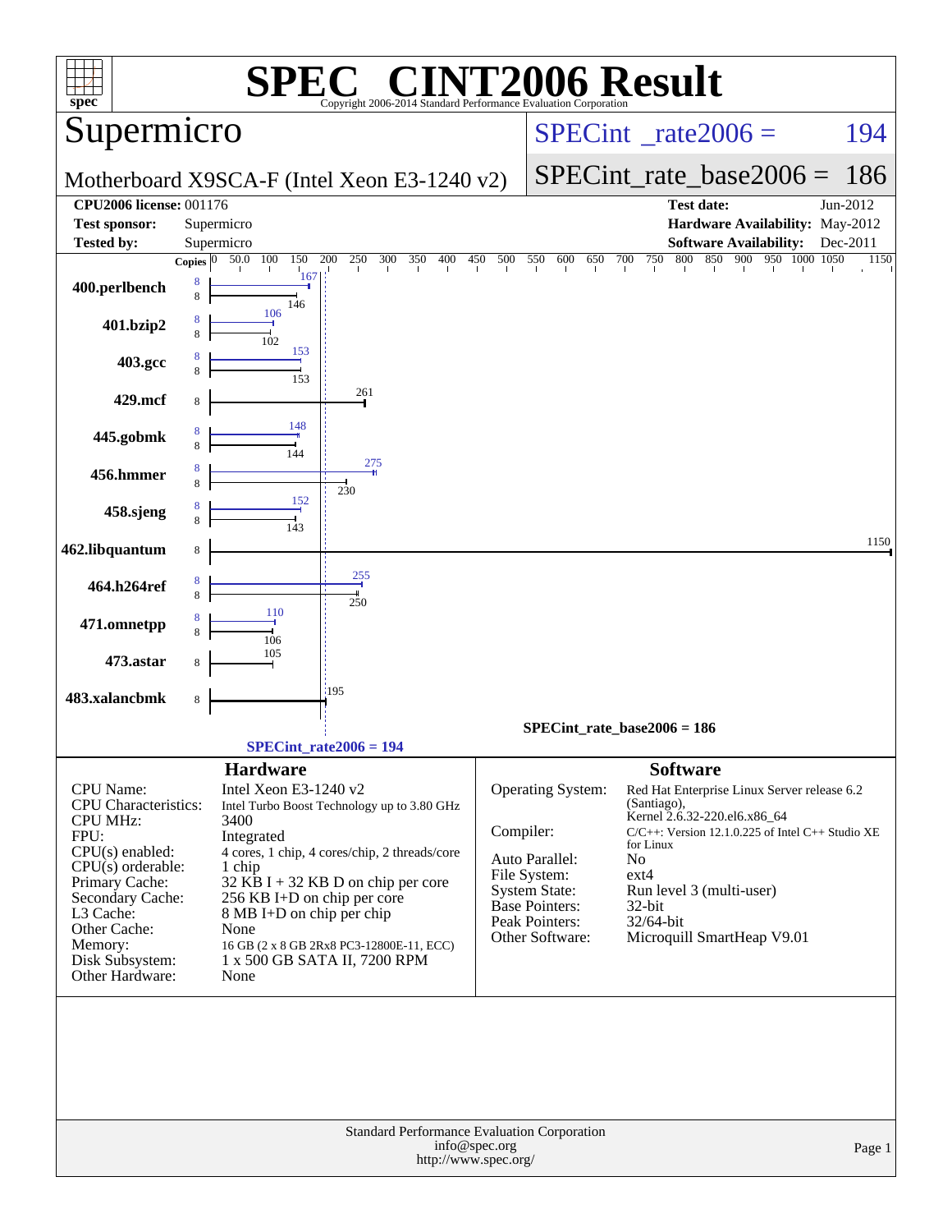# SPEC® CINT2006 Result

Copyright 2006-2014 Standard Performance Evaluation Corporation

## Supermicro

Motherboard X9SCA-F (Intel Xeon E3-1240 v2)

SPECint_rate2006 = 194

SPECint_rate_base2006 = 186

| | | | |
|---|---|---|---|
| **CPU2006 license:** | 001176 | **Test date:** | Jun-2012 |
| **Test sponsor:** | Supermicro | **Hardware Availability:** | May-2012 |
| **Tested by:** | Supermicro | **Software Availability:** | Dec-2011 |

Copies 0 50.0 100 150 200 250 300 350 400 450 500 550 600 650 700 750 800 850 900 950 1000 1050 1150

400.perlbench 8 8 167 146

401.bzip2 8 8 106 102

403.gcc 8 8 153 153

429.mcf 8 261

445.gobmk 8 8 148 144

456.hmmer 8 8 275 230

458.sjeng 8 8 152 143

462.libquantum 8 1150

464.h264ref 8 8 255 250

471.omnetpp 8 8 110 106

473.astar 8 105

483.xalancbmk 8 195

SPECint_rate_base2006 = 186

SPECint_rate2006 = 194

### Hardware

| | |
|---|---|
| CPU Name: | Intel Xeon E3-1240 v2 |
| CPU Characteristics: | Intel Turbo Boost Technology up to 3.80 GHz |
| CPU MHz: | 3400 |
| FPU: | Integrated |
| CPU(s) enabled: | 4 cores, 1 chip, 4 cores/chip, 2 threads/core |
| CPU(s) orderable: | 1 chip |
| Primary Cache: | 32 KB I + 32 KB D on chip per core |
| Secondary Cache: | 256 KB I+D on chip per core |
| L3 Cache: | 8 MB I+D on chip per chip |
| Other Cache: | None |
| Memory: | 16 GB (2 x 8 GB 2Rx8 PC3-12800E-11, ECC) |
| Disk Subsystem: | 1 x 500 GB SATA II, 7200 RPM |
| Other Hardware: | None |

### Software

| | |
|---|---|
| Operating System: | Red Hat Enterprise Linux Server release 6.2 (Santiago), Kernel 2.6.32-220.el6.x86_64 |
| Compiler: | C/C++: Version 12.1.0.225 of Intel C++ Studio XE for Linux |
| Auto Parallel: | No |
| File System: | ext4 |
| System State: | Run level 3 (multi-user) |
| Base Pointers: | 32-bit |
| Peak Pointers: | 32/64-bit |
| Other Software: | Microquill SmartHeap V9.01 |

Standard Performance Evaluation Corporation
info@spec.org
http://www.spec.org/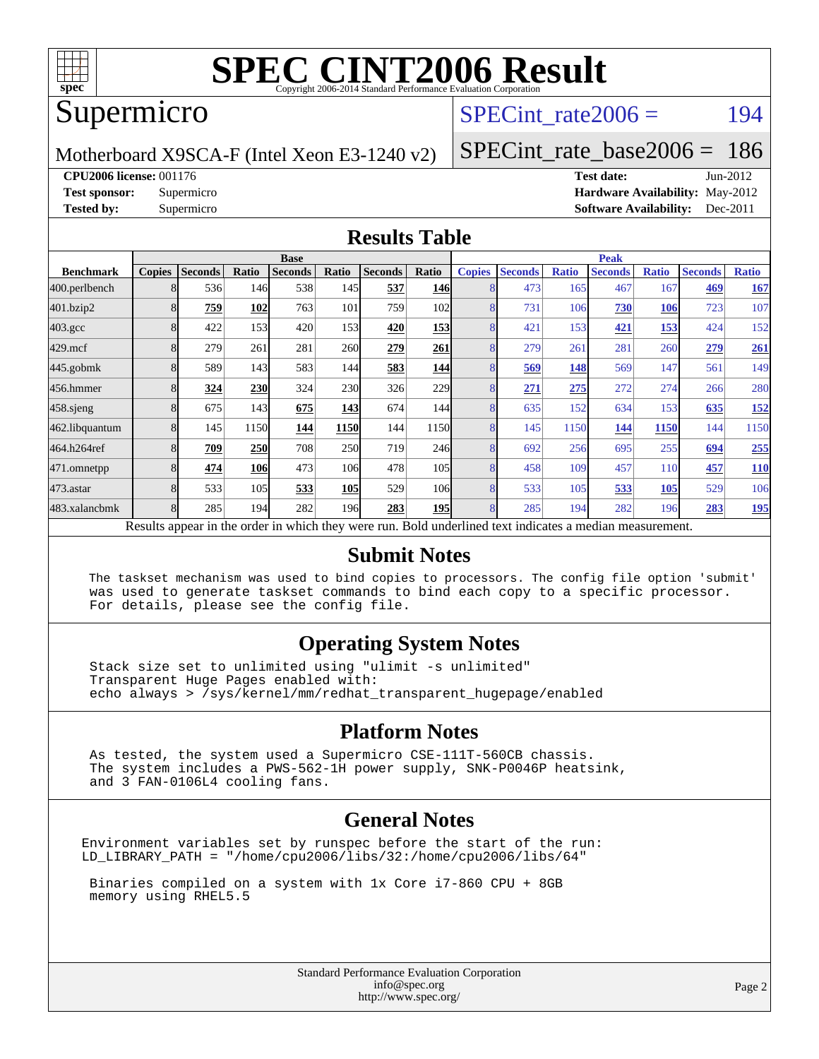# SPEC CINT2006 Result

Copyright 2006-2014 Standard Performance Evaluation Corporation

## Supermicro

Motherboard X9SCA-F (Intel Xeon E3-1240 v2)

SPECint_rate2006 = 194

SPECint_rate_base2006 = 186

**CPU2006 license:** 001176
**Test sponsor:** Supermicro
**Tested by:** Supermicro

**Test date:** Jun-2012
**Hardware Availability:** May-2012
**Software Availability:** Dec-2011

## Results Table

| Benchmark | Base | | | | | | | Peak | | | | | | |
|---|---|---|---|---|---|---|---|---|---|---|---|---|---|---|
| | Copies | Seconds | Ratio | Seconds | Ratio | Seconds | Ratio | Copies | Seconds | Ratio | Seconds | Ratio | Seconds | Ratio |
| 400.perlbench | 8 | 536 | 146 | 538 | 145 | **537** | **146** | 8 | 473 | 165 | 467 | 167 | **469** | **167** |
| 401.bzip2 | 8 | **759** | **102** | 763 | 101 | 759 | 102 | 8 | 731 | 106 | **730** | **106** | 723 | 107 |
| 403.gcc | 8 | 422 | 153 | 420 | 153 | **420** | **153** | 8 | 421 | 153 | **421** | **153** | 424 | 152 |
| 429.mcf | 8 | 279 | 261 | 281 | 260 | **279** | **261** | 8 | 279 | 261 | 281 | 260 | **279** | **261** |
| 445.gobmk | 8 | 589 | 143 | 583 | 144 | **583** | **144** | 8 | **569** | **148** | 569 | 147 | 561 | 149 |
| 456.hmmer | 8 | **324** | **230** | 324 | 230 | 326 | 229 | 8 | **271** | **275** | 272 | 274 | 266 | 280 |
| 458.sjeng | 8 | 675 | 143 | **675** | **143** | 674 | 144 | 8 | 635 | 152 | 634 | 153 | **635** | **152** |
| 462.libquantum | 8 | 145 | 1150 | **144** | **1150** | 144 | 1150 | 8 | 145 | 1150 | **144** | **1150** | 144 | 1150 |
| 464.h264ref | 8 | **709** | **250** | 708 | 250 | 719 | 246 | 8 | 692 | 256 | 695 | 255 | **694** | **255** |
| 471.omnetpp | 8 | **474** | **106** | 473 | 106 | 478 | 105 | 8 | 458 | 109 | 457 | 110 | **457** | **110** |
| 473.astar | 8 | 533 | 105 | **533** | **105** | 529 | 106 | 8 | 533 | 105 | **533** | **105** | 529 | 106 |
| 483.xalancbmk | 8 | 285 | 194 | 282 | 196 | **283** | **195** | 8 | 285 | 194 | 282 | 196 | **283** | **195** |

Results appear in the order in which they were run. Bold underlined text indicates a median measurement.

## Submit Notes

```
The taskset mechanism was used to bind copies to processors. The config file option 'submit'
was used to generate taskset commands to bind each copy to a specific processor.
For details, please see the config file.
```

## Operating System Notes

```
Stack size set to unlimited using "ulimit -s unlimited"
Transparent Huge Pages enabled with:
echo always > /sys/kernel/mm/redhat_transparent_hugepage/enabled
```

## Platform Notes

```
As tested, the system used a Supermicro CSE-111T-560CB chassis.
The system includes a PWS-562-1H power supply, SNK-P0046P heatsink,
and 3 FAN-0106L4 cooling fans.
```

## General Notes

```
Environment variables set by runspec before the start of the run:
LD_LIBRARY_PATH = "/home/cpu2006/libs/32:/home/cpu2006/libs/64"

 Binaries compiled on a system with 1x Core i7-860 CPU + 8GB
 memory using RHEL5.5
```

Standard Performance Evaluation Corporation
info@spec.org
http://www.spec.org/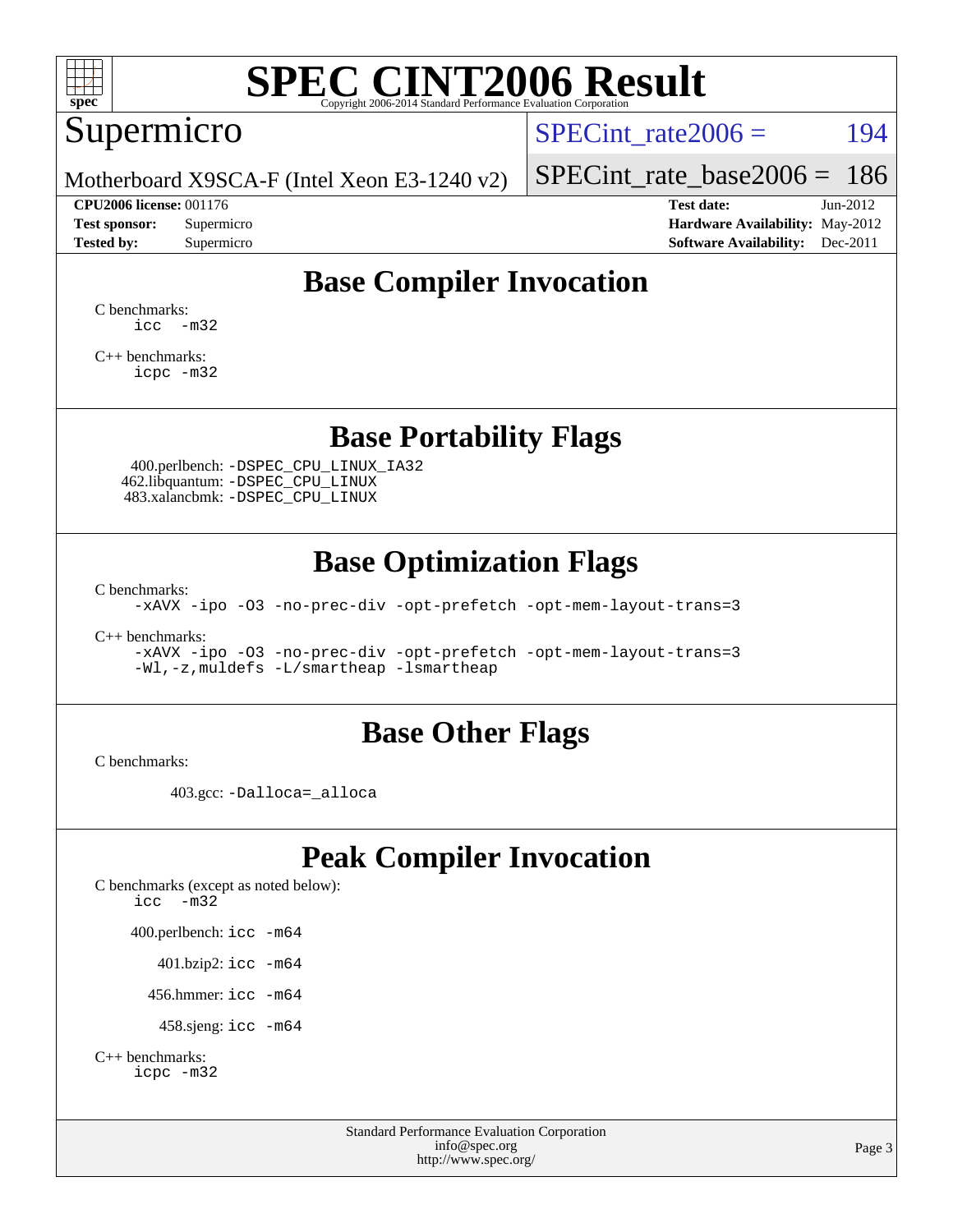# SPEC CINT2006 Result

Copyright 2006-2014 Standard Performance Evaluation Corporation

## Supermicro

Motherboard X9SCA-F (Intel Xeon E3-1240 v2)

SPECint_rate2006 = 194

SPECint_rate_base2006 = 186

**CPU2006 license:** 001176
**Test sponsor:** Supermicro
**Tested by:** Supermicro

**Test date:** Jun-2012
**Hardware Availability:** May-2012
**Software Availability:** Dec-2011

## Base Compiler Invocation

C benchmarks:
```
icc  -m32
```

C++ benchmarks:
```
icpc -m32
```

## Base Portability Flags

400.perlbench: `-DSPEC_CPU_LINUX_IA32`
462.libquantum: `-DSPEC_CPU_LINUX`
483.xalancbmk: `-DSPEC_CPU_LINUX`

## Base Optimization Flags

C benchmarks:
```
-xAVX -ipo -O3 -no-prec-div -opt-prefetch -opt-mem-layout-trans=3
```

C++ benchmarks:
```
-xAVX -ipo -O3 -no-prec-div -opt-prefetch -opt-mem-layout-trans=3
-Wl,-z,muldefs -L/smartheap -lsmartheap
```

## Base Other Flags

C benchmarks:

403.gcc: `-Dalloca=_alloca`

## Peak Compiler Invocation

C benchmarks (except as noted below):
```
icc  -m32
```

400.perlbench: `icc -m64`

401.bzip2: `icc -m64`

456.hmmer: `icc -m64`

458.sjeng: `icc -m64`

C++ benchmarks:
```
icpc -m32
```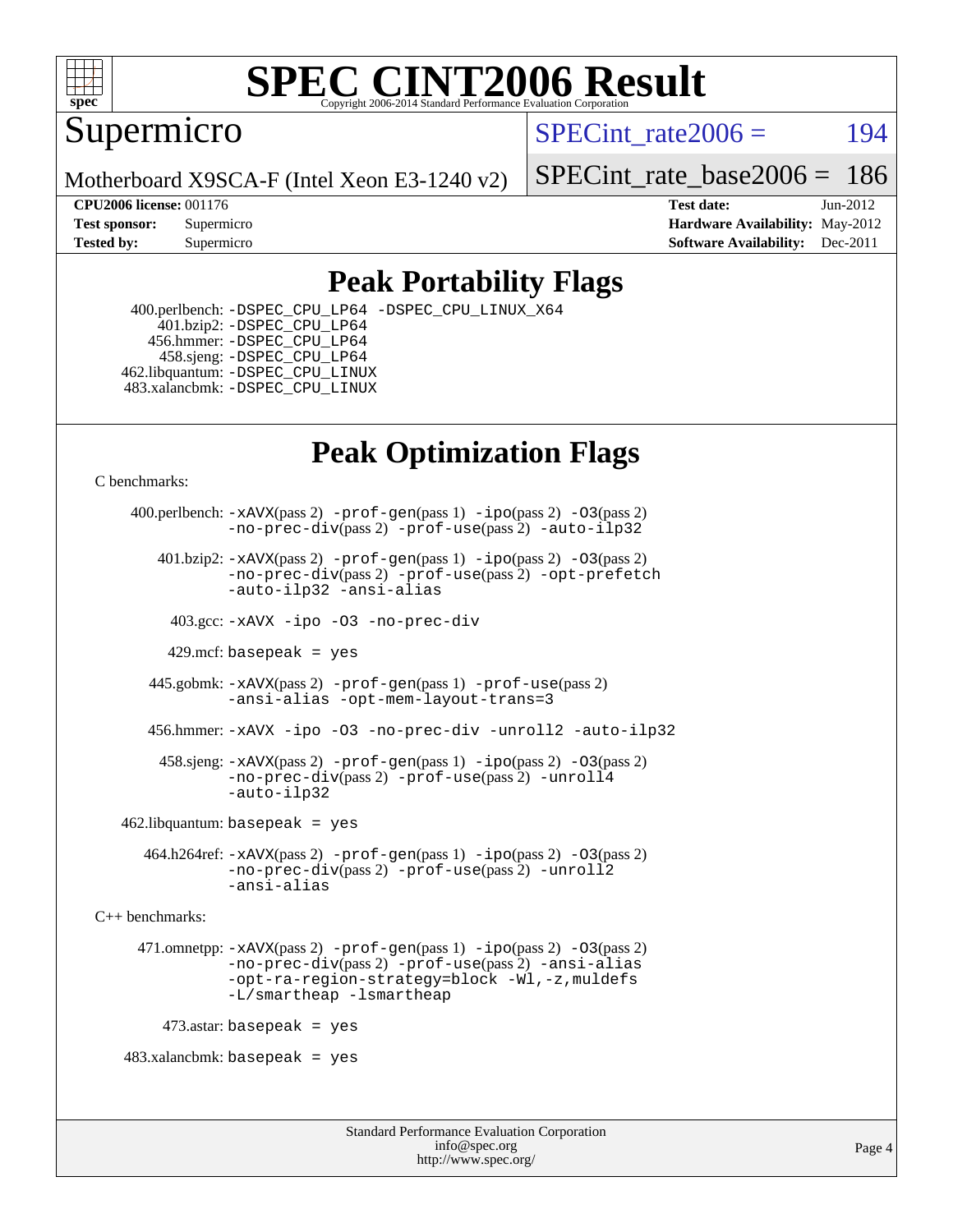# SPEC CINT2006 Result

Copyright 2006-2014 Standard Performance Evaluation Corporation

## Supermicro

Motherboard X9SCA-F (Intel Xeon E3-1240 v2)

SPECint_rate2006 = 194

SPECint_rate_base2006 = 186

**CPU2006 license:** 001176
**Test sponsor:** Supermicro
**Tested by:** Supermicro

**Test date:** Jun-2012
**Hardware Availability:** May-2012
**Software Availability:** Dec-2011

## Peak Portability Flags

400.perlbench: -DSPEC_CPU_LP64 -DSPEC_CPU_LINUX_X64
401.bzip2: -DSPEC_CPU_LP64
456.hmmer: -DSPEC_CPU_LP64
458.sjeng: -DSPEC_CPU_LP64
462.libquantum: -DSPEC_CPU_LINUX
483.xalancbmk: -DSPEC_CPU_LINUX

## Peak Optimization Flags

C benchmarks:

400.perlbench: -xAVX(pass 2) -prof-gen(pass 1) -ipo(pass 2) -O3(pass 2) -no-prec-div(pass 2) -prof-use(pass 2) -auto-ilp32

401.bzip2: -xAVX(pass 2) -prof-gen(pass 1) -ipo(pass 2) -O3(pass 2) -no-prec-div(pass 2) -prof-use(pass 2) -opt-prefetch -auto-ilp32 -ansi-alias

403.gcc: -xAVX -ipo -O3 -no-prec-div

429.mcf: basepeak = yes

445.gobmk: -xAVX(pass 2) -prof-gen(pass 1) -prof-use(pass 2) -ansi-alias -opt-mem-layout-trans=3

456.hmmer: -xAVX -ipo -O3 -no-prec-div -unroll2 -auto-ilp32

458.sjeng: -xAVX(pass 2) -prof-gen(pass 1) -ipo(pass 2) -O3(pass 2) -no-prec-div(pass 2) -prof-use(pass 2) -unroll4 -auto-ilp32

462.libquantum: basepeak = yes

464.h264ref: -xAVX(pass 2) -prof-gen(pass 1) -ipo(pass 2) -O3(pass 2) -no-prec-div(pass 2) -prof-use(pass 2) -unroll2 -ansi-alias

C++ benchmarks:

471.omnetpp: -xAVX(pass 2) -prof-gen(pass 1) -ipo(pass 2) -O3(pass 2) -no-prec-div(pass 2) -prof-use(pass 2) -ansi-alias -opt-ra-region-strategy=block -Wl,-z,muldefs -L/smartheap -lsmartheap

473.astar: basepeak = yes

483.xalancbmk: basepeak = yes

Standard Performance Evaluation Corporation
info@spec.org
http://www.spec.org/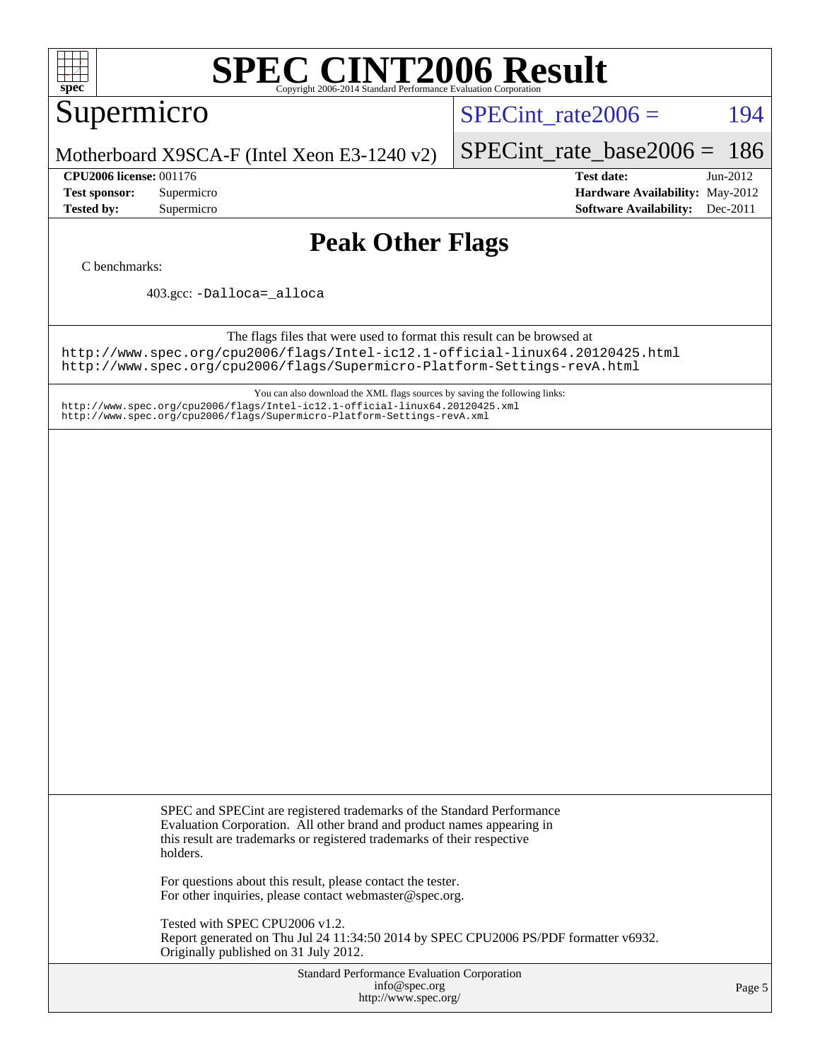# SPEC CINT2006 Result

Copyright 2006-2014 Standard Performance Evaluation Corporation

## Supermicro

Motherboard X9SCA-F (Intel Xeon E3-1240 v2)

SPECint_rate2006 = 194

SPECint_rate_base2006 = 186

**CPU2006 license:** 001176
**Test sponsor:** Supermicro
**Tested by:** Supermicro

**Test date:** Jun-2012
**Hardware Availability:** May-2012
**Software Availability:** Dec-2011

## Peak Other Flags

C benchmarks:

403.gcc: `-Dalloca=_alloca`

The flags files that were used to format this result can be browsed at
http://www.spec.org/cpu2006/flags/Intel-ic12.1-official-linux64.20120425.html
http://www.spec.org/cpu2006/flags/Supermicro-Platform-Settings-revA.html

You can also download the XML flags sources by saving the following links:
http://www.spec.org/cpu2006/flags/Intel-ic12.1-official-linux64.20120425.xml
http://www.spec.org/cpu2006/flags/Supermicro-Platform-Settings-revA.xml

SPEC and SPECint are registered trademarks of the Standard Performance Evaluation Corporation. All other brand and product names appearing in this result are trademarks or registered trademarks of their respective holders.

For questions about this result, please contact the tester.
For other inquiries, please contact webmaster@spec.org.

Tested with SPEC CPU2006 v1.2.
Report generated on Thu Jul 24 11:34:50 2014 by SPEC CPU2006 PS/PDF formatter v6932.
Originally published on 31 July 2012.

Standard Performance Evaluation Corporation
info@spec.org
http://www.spec.org/